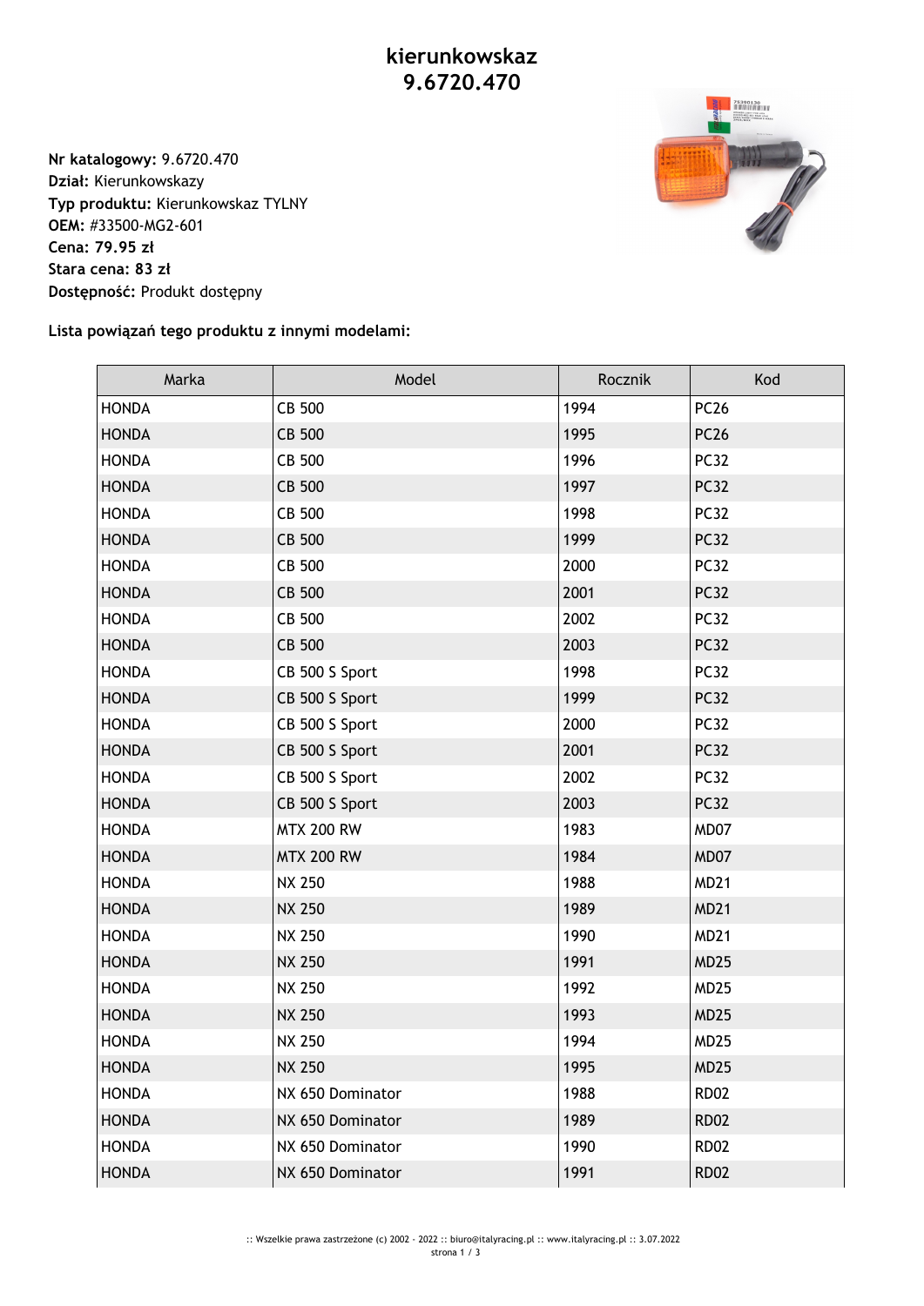# kierunkowskaz
# 9.6720.470

**Nr katalogowy:** 9.6720.470
**Dział:** Kierunkowskazy
**Typ produktu:** Kierunkowskaz TYLNY
**OEM:** #33500-MG2-601
**Cena: 79.95 zł**
**Stara cena: 83 zł**
**Dostępność:** Produkt dostępny

**Lista powiązań tego produktu z innymi modelami:**

| Marka | Model | Rocznik | Kod |
|---|---|---|---|
| HONDA | CB 500 | 1994 | PC26 |
| HONDA | CB 500 | 1995 | PC26 |
| HONDA | CB 500 | 1996 | PC32 |
| HONDA | CB 500 | 1997 | PC32 |
| HONDA | CB 500 | 1998 | PC32 |
| HONDA | CB 500 | 1999 | PC32 |
| HONDA | CB 500 | 2000 | PC32 |
| HONDA | CB 500 | 2001 | PC32 |
| HONDA | CB 500 | 2002 | PC32 |
| HONDA | CB 500 | 2003 | PC32 |
| HONDA | CB 500 S Sport | 1998 | PC32 |
| HONDA | CB 500 S Sport | 1999 | PC32 |
| HONDA | CB 500 S Sport | 2000 | PC32 |
| HONDA | CB 500 S Sport | 2001 | PC32 |
| HONDA | CB 500 S Sport | 2002 | PC32 |
| HONDA | CB 500 S Sport | 2003 | PC32 |
| HONDA | MTX 200 RW | 1983 | MD07 |
| HONDA | MTX 200 RW | 1984 | MD07 |
| HONDA | NX 250 | 1988 | MD21 |
| HONDA | NX 250 | 1989 | MD21 |
| HONDA | NX 250 | 1990 | MD21 |
| HONDA | NX 250 | 1991 | MD25 |
| HONDA | NX 250 | 1992 | MD25 |
| HONDA | NX 250 | 1993 | MD25 |
| HONDA | NX 250 | 1994 | MD25 |
| HONDA | NX 250 | 1995 | MD25 |
| HONDA | NX 650 Dominator | 1988 | RD02 |
| HONDA | NX 650 Dominator | 1989 | RD02 |
| HONDA | NX 650 Dominator | 1990 | RD02 |
| HONDA | NX 650 Dominator | 1991 | RD02 |

:: Wszelkie prawa zastrzeżone (c) 2002 - 2022 :: biuro@italyracing.pl :: www.italyracing.pl :: 3.07.2022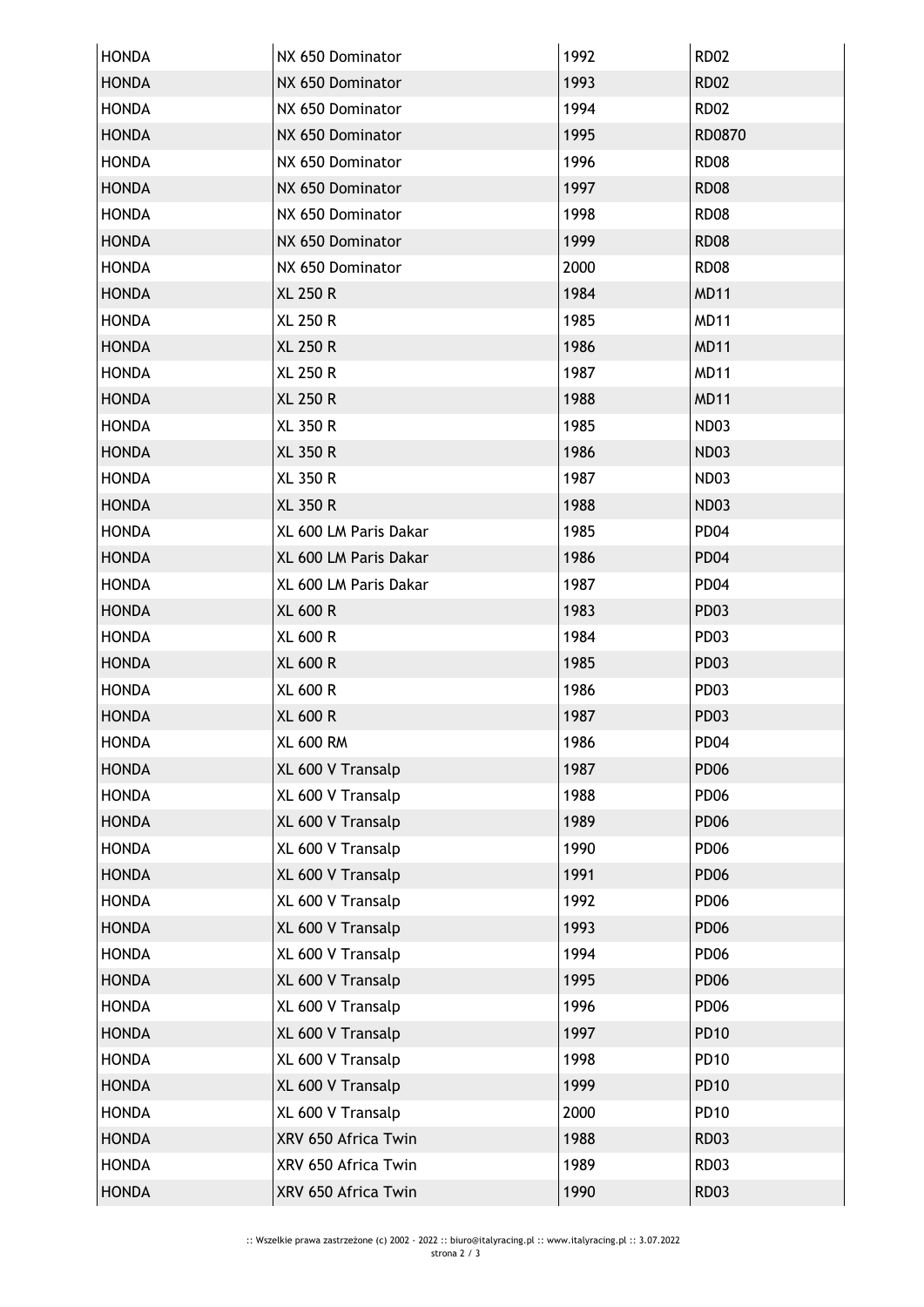| HONDA | NX 650 Dominator | 1992 | RD02 |
|---|---|---|---|
| HONDA | NX 650 Dominator | 1993 | RD02 |
| HONDA | NX 650 Dominator | 1994 | RD02 |
| HONDA | NX 650 Dominator | 1995 | RD0870 |
| HONDA | NX 650 Dominator | 1996 | RD08 |
| HONDA | NX 650 Dominator | 1997 | RD08 |
| HONDA | NX 650 Dominator | 1998 | RD08 |
| HONDA | NX 650 Dominator | 1999 | RD08 |
| HONDA | NX 650 Dominator | 2000 | RD08 |
| HONDA | XL 250 R | 1984 | MD11 |
| HONDA | XL 250 R | 1985 | MD11 |
| HONDA | XL 250 R | 1986 | MD11 |
| HONDA | XL 250 R | 1987 | MD11 |
| HONDA | XL 250 R | 1988 | MD11 |
| HONDA | XL 350 R | 1985 | ND03 |
| HONDA | XL 350 R | 1986 | ND03 |
| HONDA | XL 350 R | 1987 | ND03 |
| HONDA | XL 350 R | 1988 | ND03 |
| HONDA | XL 600 LM Paris Dakar | 1985 | PD04 |
| HONDA | XL 600 LM Paris Dakar | 1986 | PD04 |
| HONDA | XL 600 LM Paris Dakar | 1987 | PD04 |
| HONDA | XL 600 R | 1983 | PD03 |
| HONDA | XL 600 R | 1984 | PD03 |
| HONDA | XL 600 R | 1985 | PD03 |
| HONDA | XL 600 R | 1986 | PD03 |
| HONDA | XL 600 R | 1987 | PD03 |
| HONDA | XL 600 RM | 1986 | PD04 |
| HONDA | XL 600 V Transalp | 1987 | PD06 |
| HONDA | XL 600 V Transalp | 1988 | PD06 |
| HONDA | XL 600 V Transalp | 1989 | PD06 |
| HONDA | XL 600 V Transalp | 1990 | PD06 |
| HONDA | XL 600 V Transalp | 1991 | PD06 |
| HONDA | XL 600 V Transalp | 1992 | PD06 |
| HONDA | XL 600 V Transalp | 1993 | PD06 |
| HONDA | XL 600 V Transalp | 1994 | PD06 |
| HONDA | XL 600 V Transalp | 1995 | PD06 |
| HONDA | XL 600 V Transalp | 1996 | PD06 |
| HONDA | XL 600 V Transalp | 1997 | PD10 |
| HONDA | XL 600 V Transalp | 1998 | PD10 |
| HONDA | XL 600 V Transalp | 1999 | PD10 |
| HONDA | XL 600 V Transalp | 2000 | PD10 |
| HONDA | XRV 650 Africa Twin | 1988 | RD03 |
| HONDA | XRV 650 Africa Twin | 1989 | RD03 |
| HONDA | XRV 650 Africa Twin | 1990 | RD03 |

:: Wszelkie prawa zastrzeżone (c) 2002 - 2022 :: biuro@italyracing.pl :: www.italyracing.pl :: 3.07.2022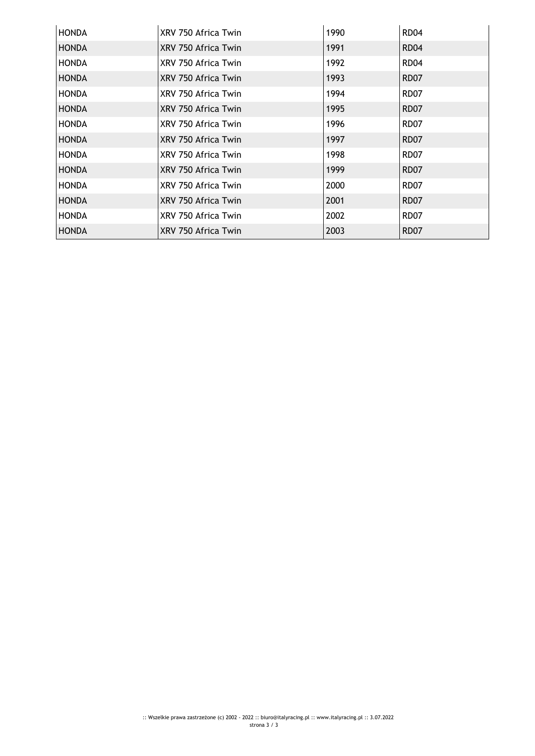| | | | |
|---|---|---|---|
| HONDA | XRV 750 Africa Twin | 1990 | RD04 |
| HONDA | XRV 750 Africa Twin | 1991 | RD04 |
| HONDA | XRV 750 Africa Twin | 1992 | RD04 |
| HONDA | XRV 750 Africa Twin | 1993 | RD07 |
| HONDA | XRV 750 Africa Twin | 1994 | RD07 |
| HONDA | XRV 750 Africa Twin | 1995 | RD07 |
| HONDA | XRV 750 Africa Twin | 1996 | RD07 |
| HONDA | XRV 750 Africa Twin | 1997 | RD07 |
| HONDA | XRV 750 Africa Twin | 1998 | RD07 |
| HONDA | XRV 750 Africa Twin | 1999 | RD07 |
| HONDA | XRV 750 Africa Twin | 2000 | RD07 |
| HONDA | XRV 750 Africa Twin | 2001 | RD07 |
| HONDA | XRV 750 Africa Twin | 2002 | RD07 |
| HONDA | XRV 750 Africa Twin | 2003 | RD07 |